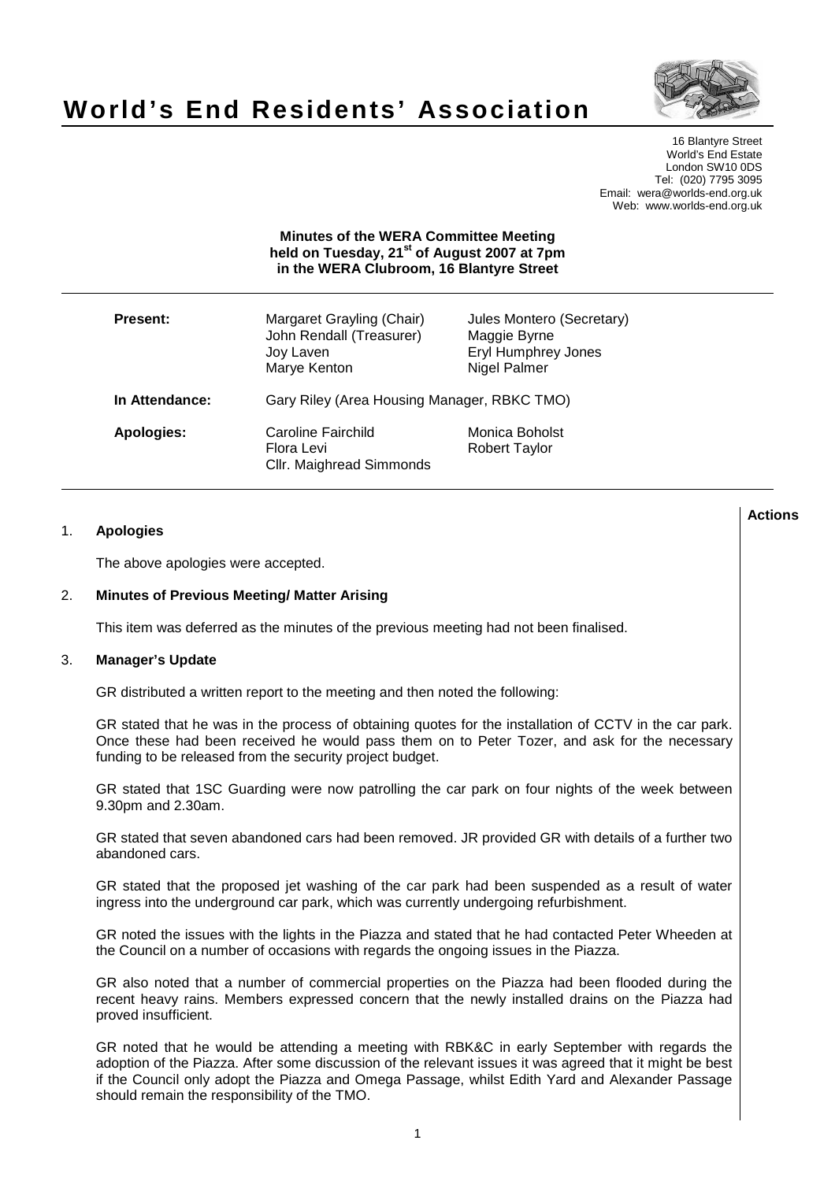# World's End Residents' Association

16 Blantyre Street
World's End Estate
London SW10 0DS
Tel: (020) 7795 3095
Email: wera@worlds-end.org.uk
Web: www.worlds-end.org.uk

**Minutes of the WERA Committee Meeting held on Tuesday, 21st of August 2007 at 7pm in the WERA Clubroom, 16 Blantyre Street**

| | | |
|---|---|---|
| **Present:** | Margaret Grayling (Chair) | Jules Montero (Secretary) |
| | John Rendall (Treasurer) | Maggie Byrne |
| | Joy Laven | Eryl Humphrey Jones |
| | Marye Kenton | Nigel Palmer |
| **In Attendance:** | Gary Riley (Area Housing Manager, RBKC TMO) | |
| **Apologies:** | Caroline Fairchild | Monica Boholst |
| | Flora Levi | Robert Taylor |
| | Cllr. Maighread Simmonds | |

**Actions**

1. **Apologies**

   The above apologies were accepted.

2. **Minutes of Previous Meeting/ Matter Arising**

   This item was deferred as the minutes of the previous meeting had not been finalised.

3. **Manager's Update**

   GR distributed a written report to the meeting and then noted the following:

   GR stated that he was in the process of obtaining quotes for the installation of CCTV in the car park. Once these had been received he would pass them on to Peter Tozer, and ask for the necessary funding to be released from the security project budget.

   GR stated that 1SC Guarding were now patrolling the car park on four nights of the week between 9.30pm and 2.30am.

   GR stated that seven abandoned cars had been removed. JR provided GR with details of a further two abandoned cars.

   GR stated that the proposed jet washing of the car park had been suspended as a result of water ingress into the underground car park, which was currently undergoing refurbishment.

   GR noted the issues with the lights in the Piazza and stated that he had contacted Peter Wheeden at the Council on a number of occasions with regards the ongoing issues in the Piazza.

   GR also noted that a number of commercial properties on the Piazza had been flooded during the recent heavy rains. Members expressed concern that the newly installed drains on the Piazza had proved insufficient.

   GR noted that he would be attending a meeting with RBK&C in early September with regards the adoption of the Piazza. After some discussion of the relevant issues it was agreed that it might be best if the Council only adopt the Piazza and Omega Passage, whilst Edith Yard and Alexander Passage should remain the responsibility of the TMO.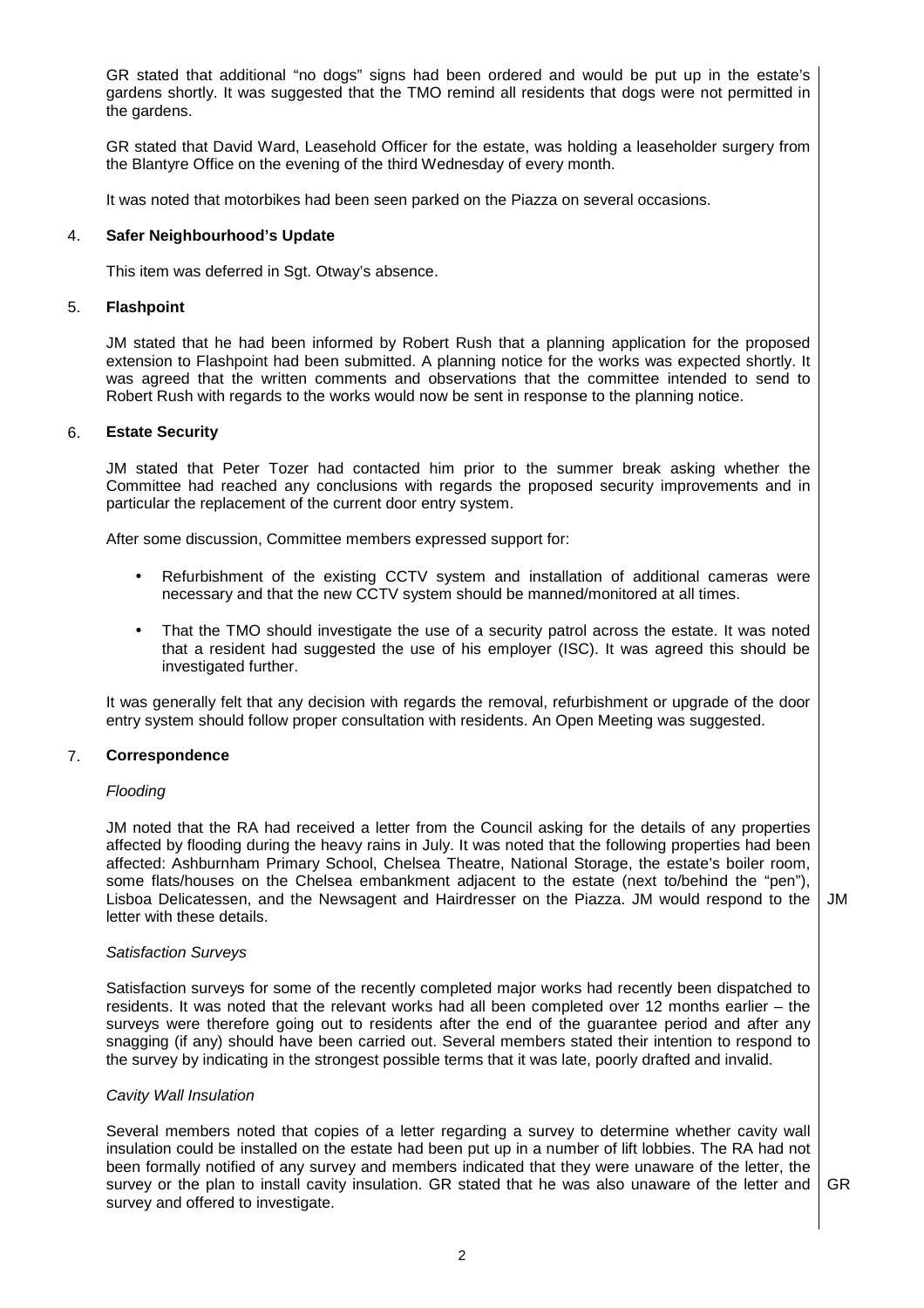GR stated that additional "no dogs" signs had been ordered and would be put up in the estate's gardens shortly. It was suggested that the TMO remind all residents that dogs were not permitted in the gardens.

GR stated that David Ward, Leasehold Officer for the estate, was holding a leaseholder surgery from the Blantyre Office on the evening of the third Wednesday of every month.

It was noted that motorbikes had been seen parked on the Piazza on several occasions.

## 4. Safer Neighbourhood's Update

This item was deferred in Sgt. Otway's absence.

## 5. Flashpoint

JM stated that he had been informed by Robert Rush that a planning application for the proposed extension to Flashpoint had been submitted. A planning notice for the works was expected shortly. It was agreed that the written comments and observations that the committee intended to send to Robert Rush with regards to the works would now be sent in response to the planning notice.

## 6. Estate Security

JM stated that Peter Tozer had contacted him prior to the summer break asking whether the Committee had reached any conclusions with regards the proposed security improvements and in particular the replacement of the current door entry system.

After some discussion, Committee members expressed support for:

- Refurbishment of the existing CCTV system and installation of additional cameras were necessary and that the new CCTV system should be manned/monitored at all times.
- That the TMO should investigate the use of a security patrol across the estate. It was noted that a resident had suggested the use of his employer (ISC). It was agreed this should be investigated further.

It was generally felt that any decision with regards the removal, refurbishment or upgrade of the door entry system should follow proper consultation with residents. An Open Meeting was suggested.

## 7. Correspondence

*Flooding*

JM noted that the RA had received a letter from the Council asking for the details of any properties affected by flooding during the heavy rains in July. It was noted that the following properties had been affected: Ashburnham Primary School, Chelsea Theatre, National Storage, the estate's boiler room, some flats/houses on the Chelsea embankment adjacent to the estate (next to/behind the "pen"), Lisboa Delicatessen, and the Newsagent and Hairdresser on the Piazza. JM would respond to the letter with these details. **JM**

*Satisfaction Surveys*

Satisfaction surveys for some of the recently completed major works had recently been dispatched to residents. It was noted that the relevant works had all been completed over 12 months earlier – the surveys were therefore going out to residents after the end of the guarantee period and after any snagging (if any) should have been carried out. Several members stated their intention to respond to the survey by indicating in the strongest possible terms that it was late, poorly drafted and invalid.

*Cavity Wall Insulation*

Several members noted that copies of a letter regarding a survey to determine whether cavity wall insulation could be installed on the estate had been put up in a number of lift lobbies. The RA had not been formally notified of any survey and members indicated that they were unaware of the letter, the survey or the plan to install cavity insulation. GR stated that he was also unaware of the letter and survey and offered to investigate. **GR**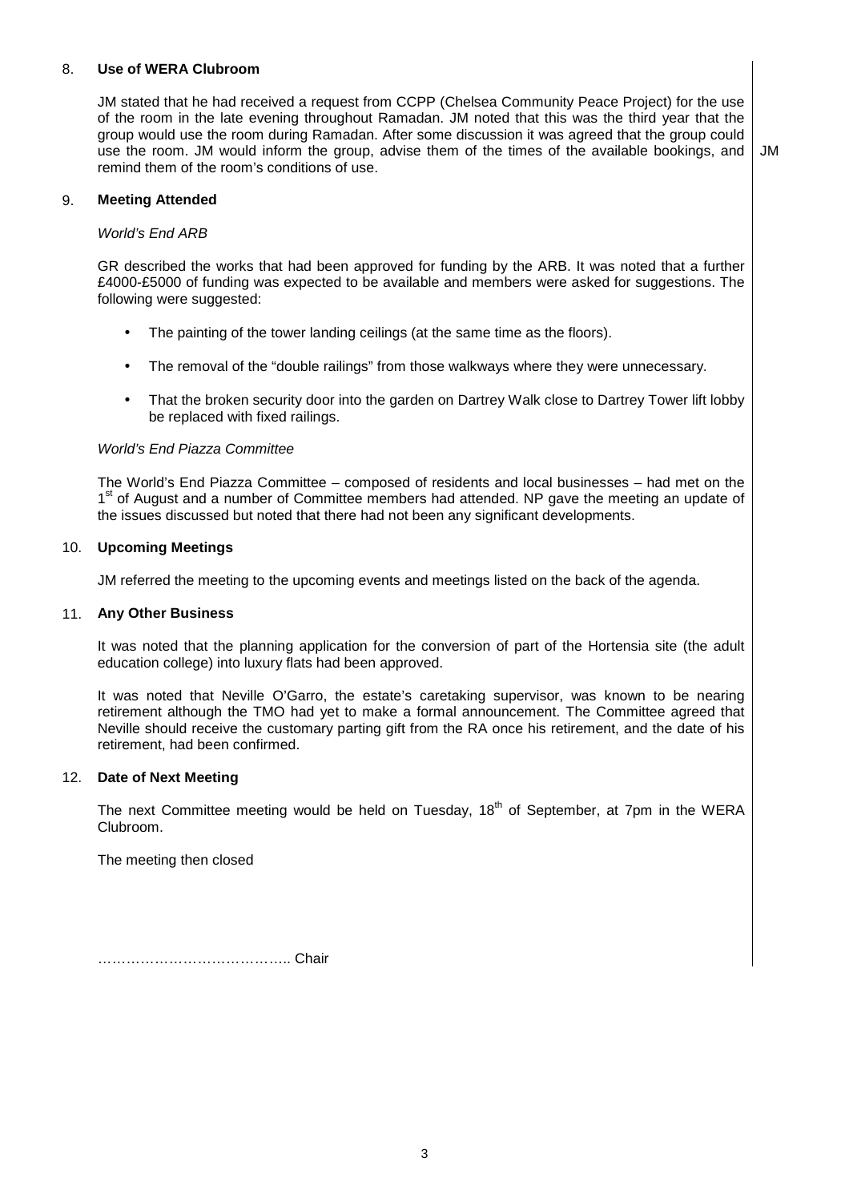## 8. **Use of WERA Clubroom**

JM stated that he had received a request from CCPP (Chelsea Community Peace Project) for the use of the room in the late evening throughout Ramadan. JM noted that this was the third year that the group would use the room during Ramadan. After some discussion it was agreed that the group could use the room. JM would inform the group, advise them of the times of the available bookings, and remind them of the room's conditions of use. **JM**

## 9. **Meeting Attended**

*World's End ARB*

GR described the works that had been approved for funding by the ARB. It was noted that a further £4000-£5000 of funding was expected to be available and members were asked for suggestions. The following were suggested:

- The painting of the tower landing ceilings (at the same time as the floors).
- The removal of the "double railings" from those walkways where they were unnecessary.
- That the broken security door into the garden on Dartrey Walk close to Dartrey Tower lift lobby be replaced with fixed railings.

*World's End Piazza Committee*

The World's End Piazza Committee – composed of residents and local businesses – had met on the 1st of August and a number of Committee members had attended. NP gave the meeting an update of the issues discussed but noted that there had not been any significant developments.

## 10. **Upcoming Meetings**

JM referred the meeting to the upcoming events and meetings listed on the back of the agenda.

## 11. **Any Other Business**

It was noted that the planning application for the conversion of part of the Hortensia site (the adult education college) into luxury flats had been approved.

It was noted that Neville O'Garro, the estate's caretaking supervisor, was known to be nearing retirement although the TMO had yet to make a formal announcement. The Committee agreed that Neville should receive the customary parting gift from the RA once his retirement, and the date of his retirement, had been confirmed.

## 12. **Date of Next Meeting**

The next Committee meeting would be held on Tuesday, 18th of September, at 7pm in the WERA Clubroom.

The meeting then closed

………………………………….. Chair